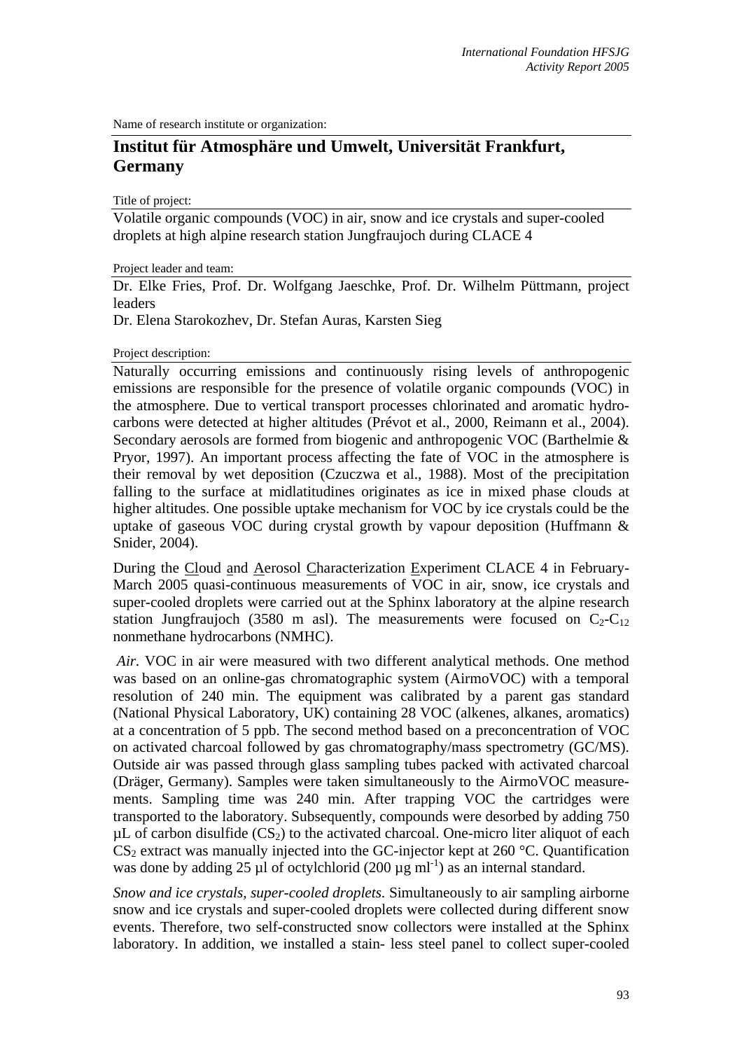Name of research institute or organization:

# Institut für Atmosphäre und Umwelt, Universität Frankfurt, Germany

Title of project:

Volatile organic compounds (VOC) in air, snow and ice crystals and super-cooled droplets at high alpine research station Jungfraujoch during CLACE 4

Project leader and team:

Dr. Elke Fries, Prof. Dr. Wolfgang Jaeschke, Prof. Dr. Wilhelm Püttmann, project leaders

Dr. Elena Starokozhev, Dr. Stefan Auras, Karsten Sieg

Project description:

Naturally occurring emissions and continuously rising levels of anthropogenic emissions are responsible for the presence of volatile organic compounds (VOC) in the atmosphere. Due to vertical transport processes chlorinated and aromatic hydrocarbons were detected at higher altitudes (Prévot et al., 2000, Reimann et al., 2004). Secondary aerosols are formed from biogenic and anthropogenic VOC (Barthelmie & Pryor, 1997). An important process affecting the fate of VOC in the atmosphere is their removal by wet deposition (Czuczwa et al., 1988). Most of the precipitation falling to the surface at midlatitudines originates as ice in mixed phase clouds at higher altitudes. One possible uptake mechanism for VOC by ice crystals could be the uptake of gaseous VOC during crystal growth by vapour deposition (Huffmann & Snider, 2004).

During the <u>Cl</u>oud <u>a</u>nd <u>A</u>erosol <u>C</u>haracterization <u>E</u>xperiment CLACE 4 in February-March 2005 quasi-continuous measurements of VOC in air, snow, ice crystals and super-cooled droplets were carried out at the Sphinx laboratory at the alpine research station Jungfraujoch (3580 m asl). The measurements were focused on $C_2$-$C_{12}$ nonmethane hydrocarbons (NMHC).

*Air*. VOC in air were measured with two different analytical methods. One method was based on an online-gas chromatographic system (AirmoVOC) with a temporal resolution of 240 min. The equipment was calibrated by a parent gas standard (National Physical Laboratory, UK) containing 28 VOC (alkenes, alkanes, aromatics) at a concentration of 5 ppb. The second method based on a preconcentration of VOC on activated charcoal followed by gas chromatography/mass spectrometry (GC/MS). Outside air was passed through glass sampling tubes packed with activated charcoal (Dräger, Germany). Samples were taken simultaneously to the AirmoVOC measurements. Sampling time was 240 min. After trapping VOC the cartridges were transported to the laboratory. Subsequently, compounds were desorbed by adding 750 µL of carbon disulfide ($CS_2$) to the activated charcoal. One-micro liter aliquot of each $CS_2$ extract was manually injected into the GC-injector kept at 260 °C. Quantification was done by adding 25 µl of octylchlorid (200 µg $ml^{-1}$) as an internal standard.

*Snow and ice crystals, super-cooled droplets.* Simultaneously to air sampling airborne snow and ice crystals and super-cooled droplets were collected during different snow events. Therefore, two self-constructed snow collectors were installed at the Sphinx laboratory. In addition, we installed a stain- less steel panel to collect super-cooled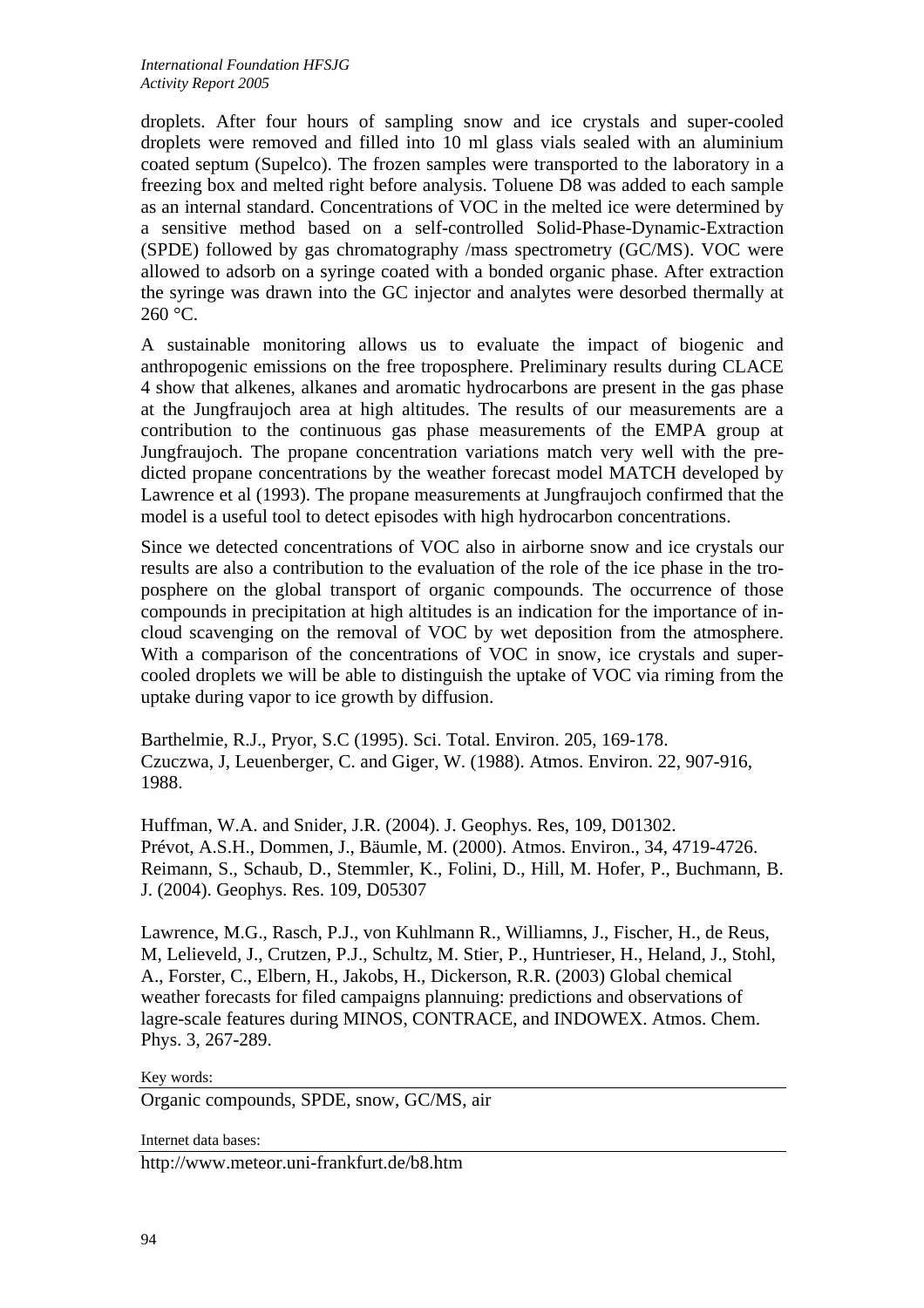droplets. After four hours of sampling snow and ice crystals and super-cooled droplets were removed and filled into 10 ml glass vials sealed with an aluminium coated septum (Supelco). The frozen samples were transported to the laboratory in a freezing box and melted right before analysis. Toluene D8 was added to each sample as an internal standard. Concentrations of VOC in the melted ice were determined by a sensitive method based on a self-controlled Solid-Phase-Dynamic-Extraction (SPDE) followed by gas chromatography /mass spectrometry (GC/MS). VOC were allowed to adsorb on a syringe coated with a bonded organic phase. After extraction the syringe was drawn into the GC injector and analytes were desorbed thermally at 260 °C.

A sustainable monitoring allows us to evaluate the impact of biogenic and anthropogenic emissions on the free troposphere. Preliminary results during CLACE 4 show that alkenes, alkanes and aromatic hydrocarbons are present in the gas phase at the Jungfraujoch area at high altitudes. The results of our measurements are a contribution to the continuous gas phase measurements of the EMPA group at Jungfraujoch. The propane concentration variations match very well with the predicted propane concentrations by the weather forecast model MATCH developed by Lawrence et al (1993). The propane measurements at Jungfraujoch confirmed that the model is a useful tool to detect episodes with high hydrocarbon concentrations.

Since we detected concentrations of VOC also in airborne snow and ice crystals our results are also a contribution to the evaluation of the role of the ice phase in the troposphere on the global transport of organic compounds. The occurrence of those compounds in precipitation at high altitudes is an indication for the importance of in-cloud scavenging on the removal of VOC by wet deposition from the atmosphere. With a comparison of the concentrations of VOC in snow, ice crystals and super-cooled droplets we will be able to distinguish the uptake of VOC via riming from the uptake during vapor to ice growth by diffusion.

Barthelmie, R.J., Pryor, S.C (1995). Sci. Total. Environ. 205, 169-178.
Czuczwa, J, Leuenberger, C. and Giger, W. (1988). Atmos. Environ. 22, 907-916, 1988.

Huffman, W.A. and Snider, J.R. (2004). J. Geophys. Res, 109, D01302.
Prévot, A.S.H., Dommen, J., Bäumle, M. (2000). Atmos. Environ., 34, 4719-4726.
Reimann, S., Schaub, D., Stemmler, K., Folini, D., Hill, M. Hofer, P., Buchmann, B. J. (2004). Geophys. Res. 109, D05307

Lawrence, M.G., Rasch, P.J., von Kuhlmann R., Williamns, J., Fischer, H., de Reus, M, Lelieveld, J., Crutzen, P.J., Schultz, M. Stier, P., Huntrieser, H., Heland, J., Stohl, A., Forster, C., Elbern, H., Jakobs, H., Dickerson, R.R. (2003) Global chemical weather forecasts for filed campaigns plannuing: predictions and observations of lagre-scale features during MINOS, CONTRACE, and INDOWEX. Atmos. Chem. Phys. 3, 267-289.

Key words:

Organic compounds, SPDE, snow, GC/MS, air

Internet data bases:

http://www.meteor.uni-frankfurt.de/b8.htm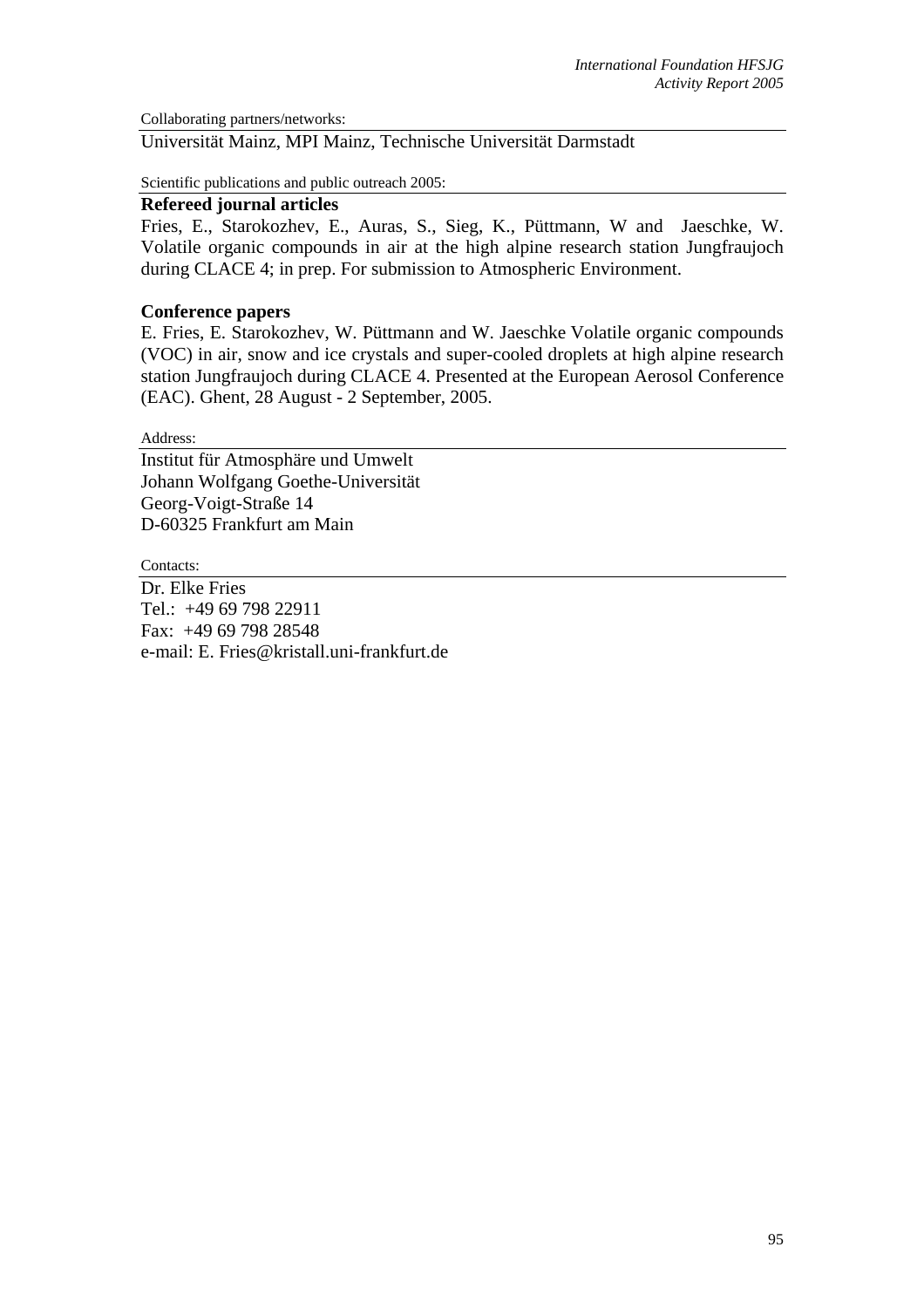Collaborating partners/networks:

Universität Mainz, MPI Mainz, Technische Universität Darmstadt

Scientific publications and public outreach 2005:

**Refereed journal articles**

Fries, E., Starokozhev, E., Auras, S., Sieg, K., Püttmann, W and Jaeschke, W. Volatile organic compounds in air at the high alpine research station Jungfraujoch during CLACE 4; in prep. For submission to Atmospheric Environment.

**Conference papers**

E. Fries, E. Starokozhev, W. Püttmann and W. Jaeschke Volatile organic compounds (VOC) in air, snow and ice crystals and super-cooled droplets at high alpine research station Jungfraujoch during CLACE 4. Presented at the European Aerosol Conference (EAC). Ghent, 28 August - 2 September, 2005.

Address:

Institut für Atmosphäre und Umwelt
Johann Wolfgang Goethe-Universität
Georg-Voigt-Straße 14
D-60325 Frankfurt am Main

Contacts:

Dr. Elke Fries
Tel.: +49 69 798 22911
Fax: +49 69 798 28548
e-mail: E. Fries@kristall.uni-frankfurt.de